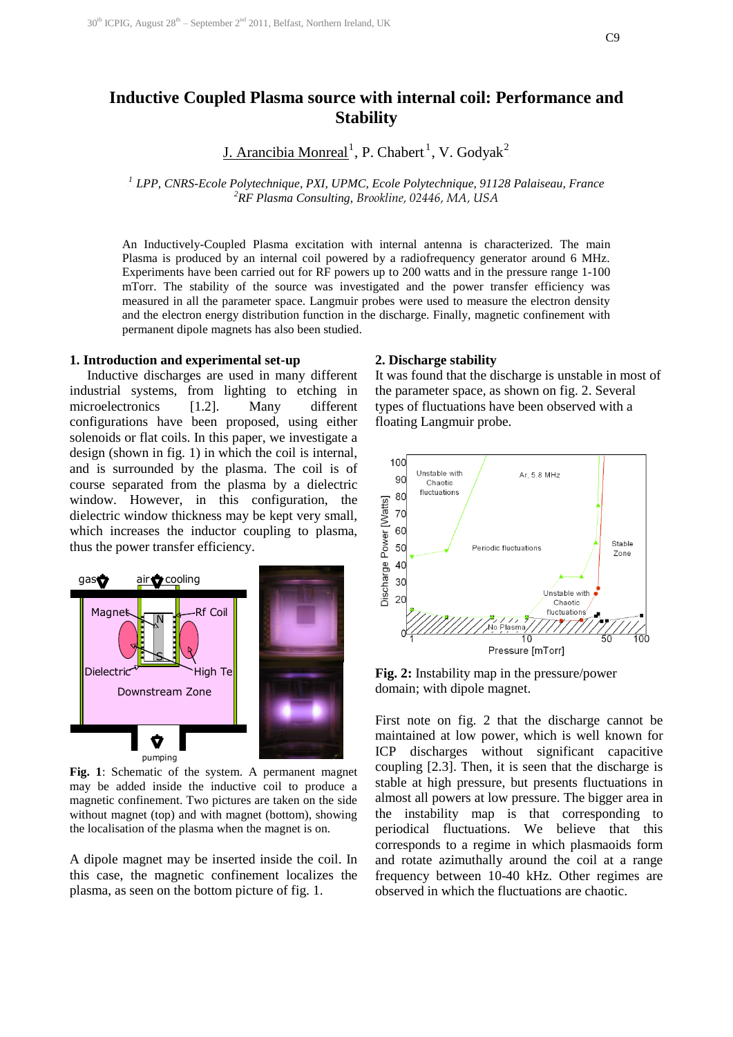# Inductive Coupled Plasma source with internal coil: Performance and Stability

J. Arancibia Monreal[1], P. Chabert[1], V. Godyak[2]

[1] *LPP, CNRS-Ecole Polytechnique, PXI, UPMC, Ecole Polytechnique, 91128 Palaiseau, France*
[2] *RF Plasma Consulting, Brookline, 02446, MA, USA*

An Inductively-Coupled Plasma excitation with internal antenna is characterized. The main Plasma is produced by an internal coil powered by a radiofrequency generator around 6 MHz. Experiments have been carried out for RF powers up to 200 watts and in the pressure range 1-100 mTorr. The stability of the source was investigated and the power transfer efficiency was measured in all the parameter space. Langmuir probes were used to measure the electron density and the electron energy distribution function in the discharge. Finally, magnetic confinement with permanent dipole magnets has also been studied.

## 1. Introduction and experimental set-up

Inductive discharges are used in many different industrial systems, from lighting to etching in microelectronics [1.2]. Many different configurations have been proposed, using either solenoids or flat coils. In this paper, we investigate a design (shown in fig. 1) in which the coil is internal, and is surrounded by the plasma. The coil is of course separated from the plasma by a dielectric window. However, in this configuration, the dielectric window thickness may be kept very small, which increases the inductor coupling to plasma, thus the power transfer efficiency.

**Fig. 1**: Schematic of the system. A permanent magnet may be added inside the inductive coil to produce a magnetic confinement. Two pictures are taken on the side without magnet (top) and with magnet (bottom), showing the localisation of the plasma when the magnet is on.

A dipole magnet may be inserted inside the coil. In this case, the magnetic confinement localizes the plasma, as seen on the bottom picture of fig. 1.

## 2. Discharge stability

It was found that the discharge is unstable in most of the parameter space, as shown on fig. 2. Several types of fluctuations have been observed with a floating Langmuir probe.

**Fig. 2:** Instability map in the pressure/power domain; with dipole magnet.

First note on fig. 2 that the discharge cannot be maintained at low power, which is well known for ICP discharges without significant capacitive coupling [2.3]. Then, it is seen that the discharge is stable at high pressure, but presents fluctuations in almost all powers at low pressure. The bigger area in the instability map is that corresponding to periodical fluctuations. We believe that this corresponds to a regime in which plasmaoids form and rotate azimuthally around the coil at a range frequency between 10-40 kHz. Other regimes are observed in which the fluctuations are chaotic.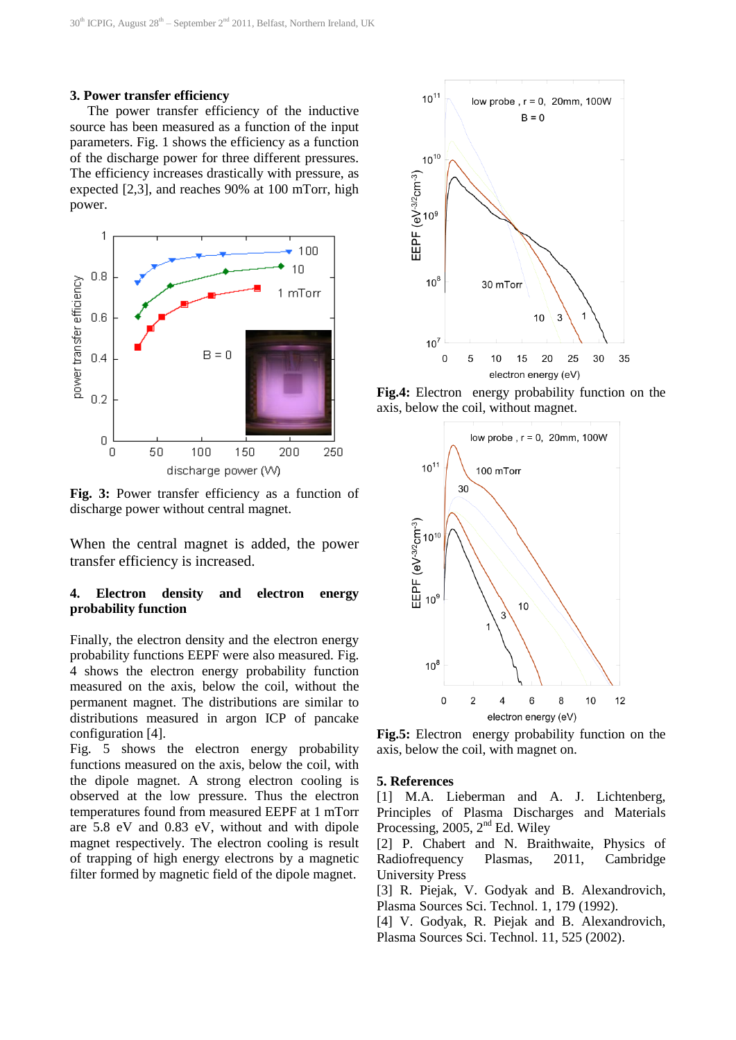## 3. Power transfer efficiency

The power transfer efficiency of the inductive source has been measured as a function of the input parameters. Fig. 1 shows the efficiency as a function of the discharge power for three different pressures. The efficiency increases drastically with pressure, as expected [2,3], and reaches 90% at 100 mTorr, high power.

power transfer efficiency
1
0.8
0.6
0.4
0.2
0
0
50
100
150
200
250
discharge power (W)
100
10
1 mTorr
B = 0

**Fig. 3:** Power transfer efficiency as a function of discharge power without central magnet.

When the central magnet is added, the power transfer efficiency is increased.

## 4. Electron density and electron energy probability function

Finally, the electron density and the electron energy probability functions EEPF were also measured. Fig. 4 shows the electron energy probability function measured on the axis, below the coil, without the permanent magnet. The distributions are similar to distributions measured in argon ICP of pancake configuration [4].

Fig. 5 shows the electron energy probability functions measured on the axis, below the coil, with the dipole magnet. A strong electron cooling is observed at the low pressure. Thus the electron temperatures found from measured EEPF at 1 mTorr are 5.8 eV and 0.83 eV, without and with dipole magnet respectively. The electron cooling is result of trapping of high energy electrons by a magnetic filter formed by magnetic field of the dipole magnet.

low probe , r = 0, 20mm, 100W
B = 0
EEPF (eV$^{-3/2}$cm$^{-3}$)
$10^{11}$
$10^{10}$
$10^{9}$
$10^{8}$
$10^{7}$
0
5
10
15
20
25
30
35
electron energy (eV)
30 mTorr
10
3
1

**Fig.4:** Electron energy probability function on the axis, below the coil, without magnet.

low probe , r = 0, 20mm, 100W
EEPF (eV$^{-3/2}$cm$^{-3}$)
$10^{11}$
$10^{10}$
$10^{9}$
$10^{8}$
0
2
4
6
8
10
12
electron energy (eV)
100 mTorr
30
10
3
1

**Fig.5:** Electron energy probability function on the axis, below the coil, with magnet on.

## 5. References

[1] M.A. Lieberman and A. J. Lichtenberg, Principles of Plasma Discharges and Materials Processing, 2005, 2nd Ed. Wiley

[2] P. Chabert and N. Braithwaite, Physics of Radiofrequency Plasmas, 2011, Cambridge University Press

[3] R. Piejak, V. Godyak and B. Alexandrovich, Plasma Sources Sci. Technol. 1, 179 (1992).

[4] V. Godyak, R. Piejak and B. Alexandrovich, Plasma Sources Sci. Technol. 11, 525 (2002).